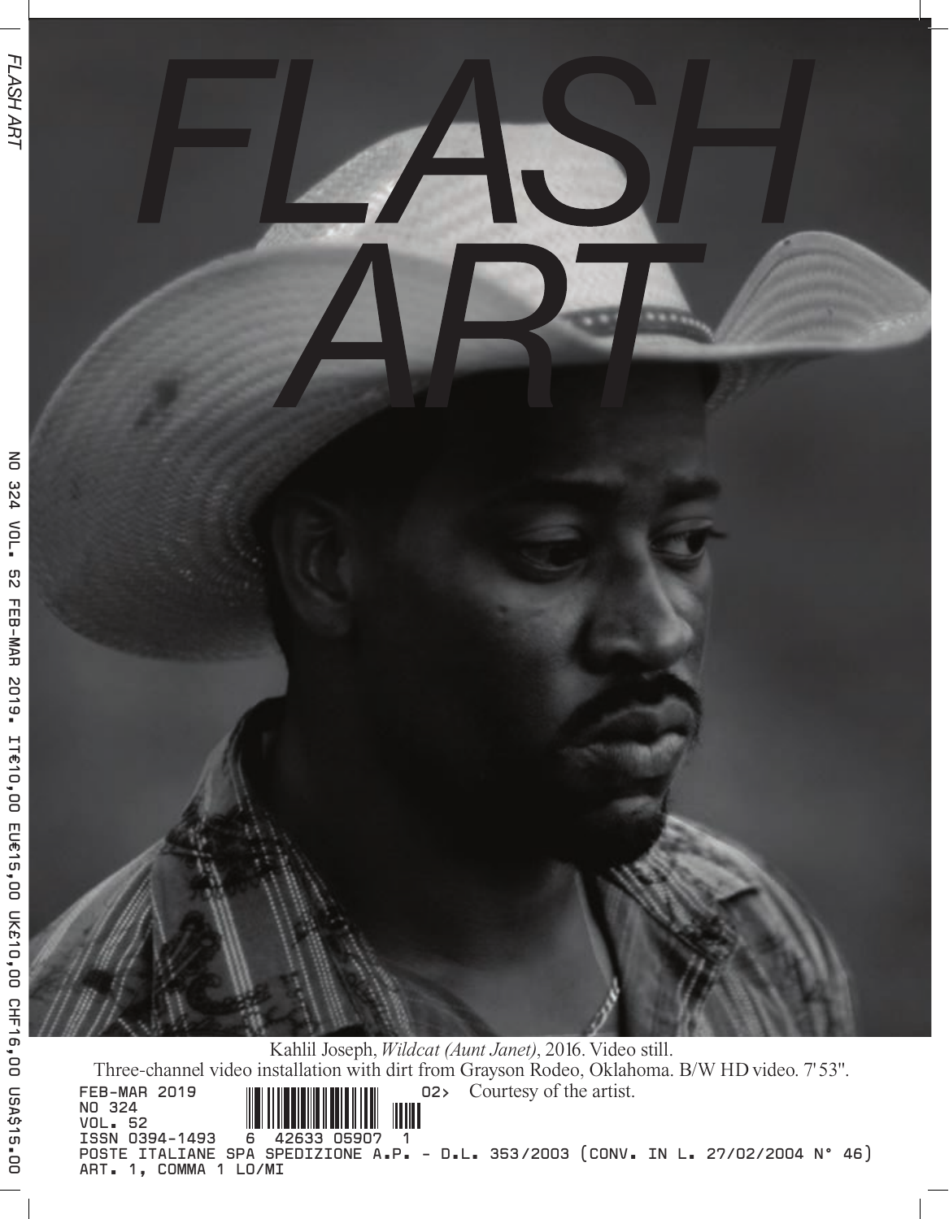# FLASH ART

Kahlil Joseph, *Wildcat (Aunt Janet)*, 2016. Video still.
Three-channel video installation with dirt from Grayson Rodeo, Oklahoma. B/W HD video. 7'53".
Courtesy of the artist.

FEB-MAR 2019
NO 324
VOL. 52
ISSN 0394-1493 6 42633 05907 1 02>
POSTE ITALIANE SPA SPEDIZIONE A.P. - D.L. 353/2003 (CONV. IN L. 27/02/2004 N° 46) ART. 1, COMMA 1 LO/MI

NO 324 VOL. 52 FEB-MAR 2019. IT€10,00 EU€15,00 UK£10,00 CHF16,00 USA$15.00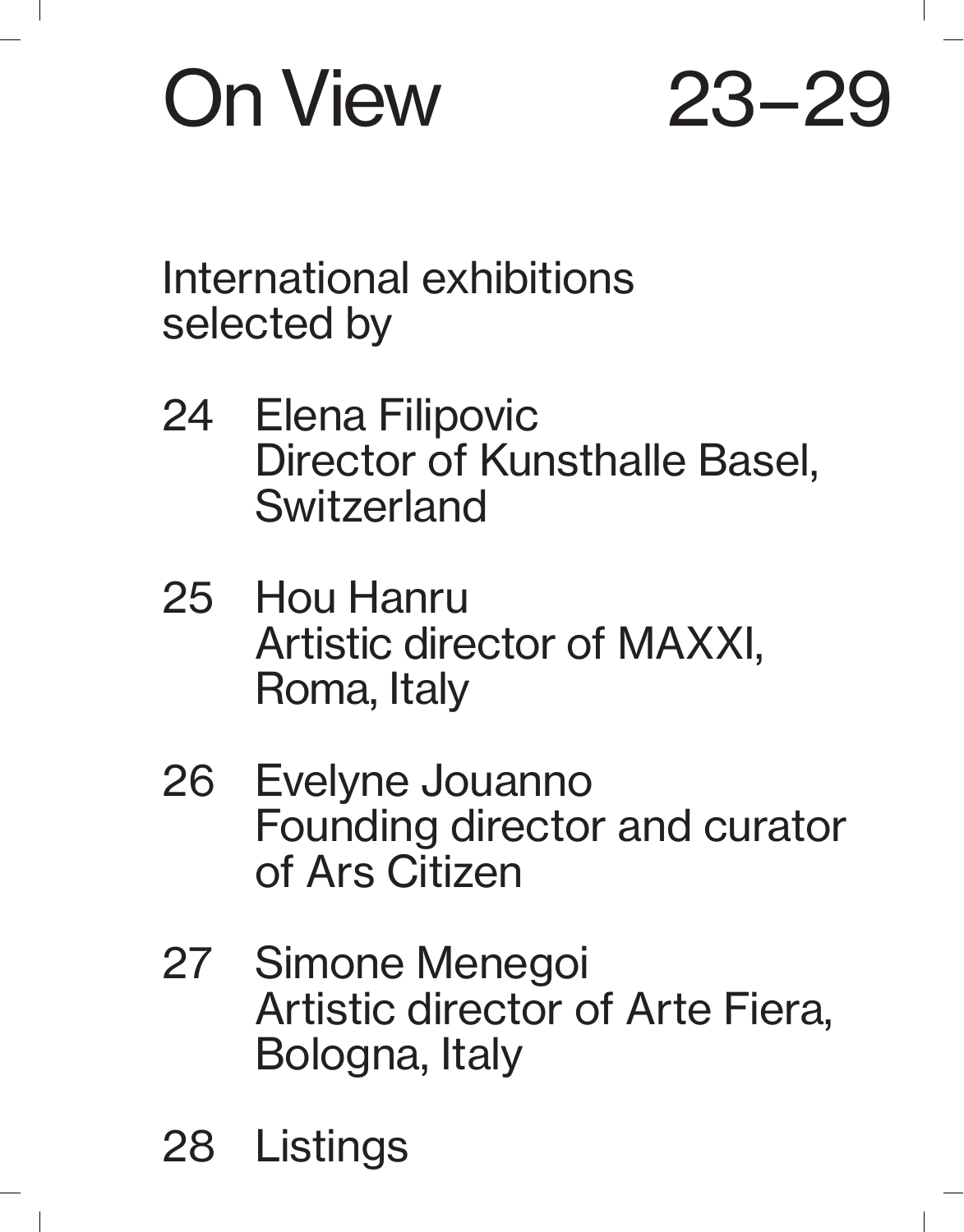# On View 23–29

International exhibitions selected by

24 Elena Filipovic
Director of Kunsthalle Basel, Switzerland

25 Hou Hanru
Artistic director of MAXXI, Roma, Italy

26 Evelyne Jouanno
Founding director and curator of Ars Citizen

27 Simone Menegoi
Artistic director of Arte Fiera, Bologna, Italy

28 Listings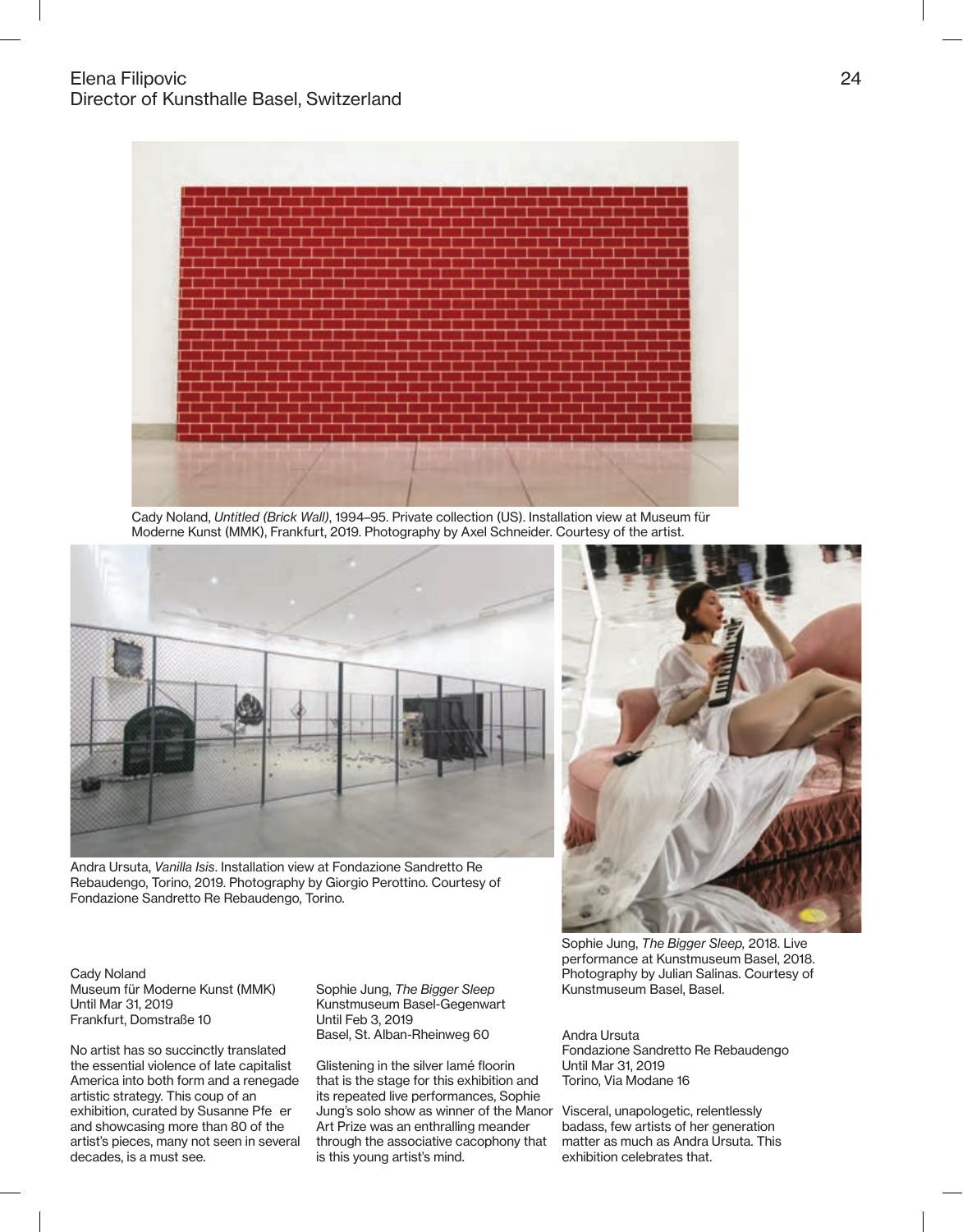Elena Filipovic
Director of Kunsthalle Basel, Switzerland

Cady Noland, *Untitled (Brick Wall)*, 1994–95. Private collection (US). Installation view at Museum für Moderne Kunst (MMK), Frankfurt, 2019. Photography by Axel Schneider. Courtesy of the artist.

Andra Ursuta, *Vanilla Isis*. Installation view at Fondazione Sandretto Re Rebaudengo, Torino, 2019. Photography by Giorgio Perottino. Courtesy of Fondazione Sandretto Re Rebaudengo, Torino.

Sophie Jung, *The Bigger Sleep,* 2018. Live performance at Kunstmuseum Basel, 2018. Photography by Julian Salinas. Courtesy of Kunstmuseum Basel, Basel.

Cady Noland
Museum für Moderne Kunst (MMK)
Until Mar 31, 2019
Frankfurt, Domstraße 10

No artist has so succinctly translated the essential violence of late capitalist America into both form and a renegade artistic strategy. This coup of an exhibition, curated by Susanne Pfe er and showcasing more than 80 of the artist's pieces, many not seen in several decades, is a must see.

Sophie Jung, *The Bigger Sleep*
Kunstmuseum Basel-Gegenwart
Until Feb 3, 2019
Basel, St. Alban-Rheinweg 60

Glistening in the silver lamé floorin that is the stage for this exhibition and its repeated live performances, Sophie Jung's solo show as winner of the Manor Art Prize was an enthralling meander through the associative cacophony that is this young artist's mind.

Andra Ursuta
Fondazione Sandretto Re Rebaudengo
Until Mar 31, 2019
Torino, Via Modane 16

Visceral, unapologetic, relentlessly badass, few artists of her generation matter as much as Andra Ursuta. This exhibition celebrates that.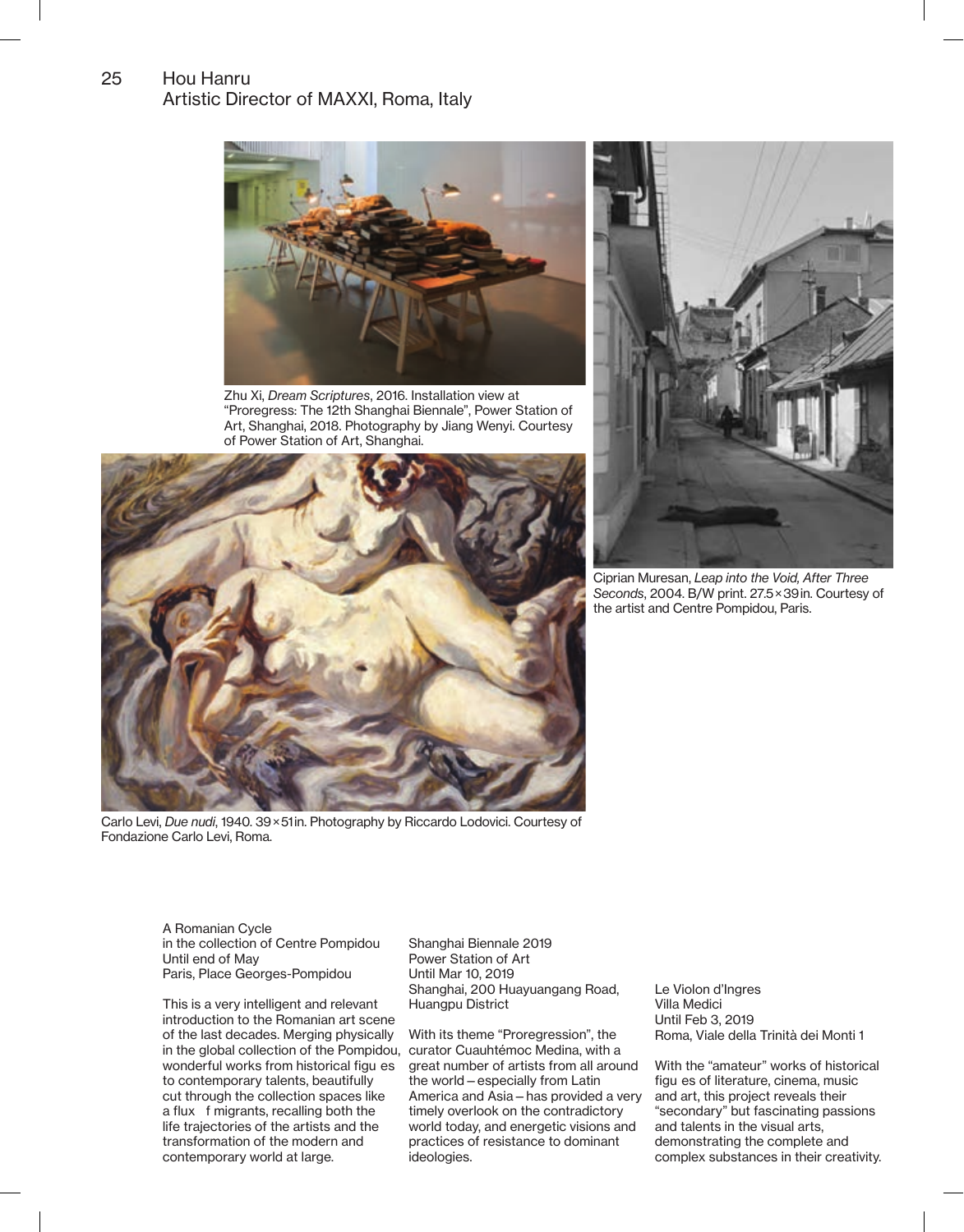## Hou Hanru
Artistic Director of MAXXI, Roma, Italy

Zhu Xi, *Dream Scriptures*, 2016. Installation view at "Proregress: The 12th Shanghai Biennale", Power Station of Art, Shanghai, 2018. Photography by Jiang Wenyi. Courtesy of Power Station of Art, Shanghai.

Ciprian Muresan, *Leap into the Void, After Three Seconds*, 2004. B/W print. 27.5×39 in. Courtesy of the artist and Centre Pompidou, Paris.

Carlo Levi, *Due nudi*, 1940. 39×51 in. Photography by Riccardo Lodovici. Courtesy of Fondazione Carlo Levi, Roma.

A Romanian Cycle
in the collection of Centre Pompidou
Until end of May
Paris, Place Georges-Pompidou

This is a very intelligent and relevant introduction to the Romanian art scene of the last decades. Merging physically in the global collection of the Pompidou, wonderful works from historical figu es to contemporary talents, beautifully cut through the collection spaces like a flux f migrants, recalling both the life trajectories of the artists and the transformation of the modern and contemporary world at large.

Shanghai Biennale 2019
Power Station of Art
Until Mar 10, 2019
Shanghai, 200 Huayuangang Road, Huangpu District

With its theme "Proregression", the curator Cuauhtémoc Medina, with a great number of artists from all around the world – especially from Latin America and Asia – has provided a very timely overlook on the contradictory world today, and energetic visions and practices of resistance to dominant ideologies.

Le Violon d'Ingres
Villa Medici
Until Feb 3, 2019
Roma, Viale della Trinità dei Monti 1

With the "amateur" works of historical figu es of literature, cinema, music and art, this project reveals their "secondary" but fascinating passions and talents in the visual arts, demonstrating the complete and complex substances in their creativity.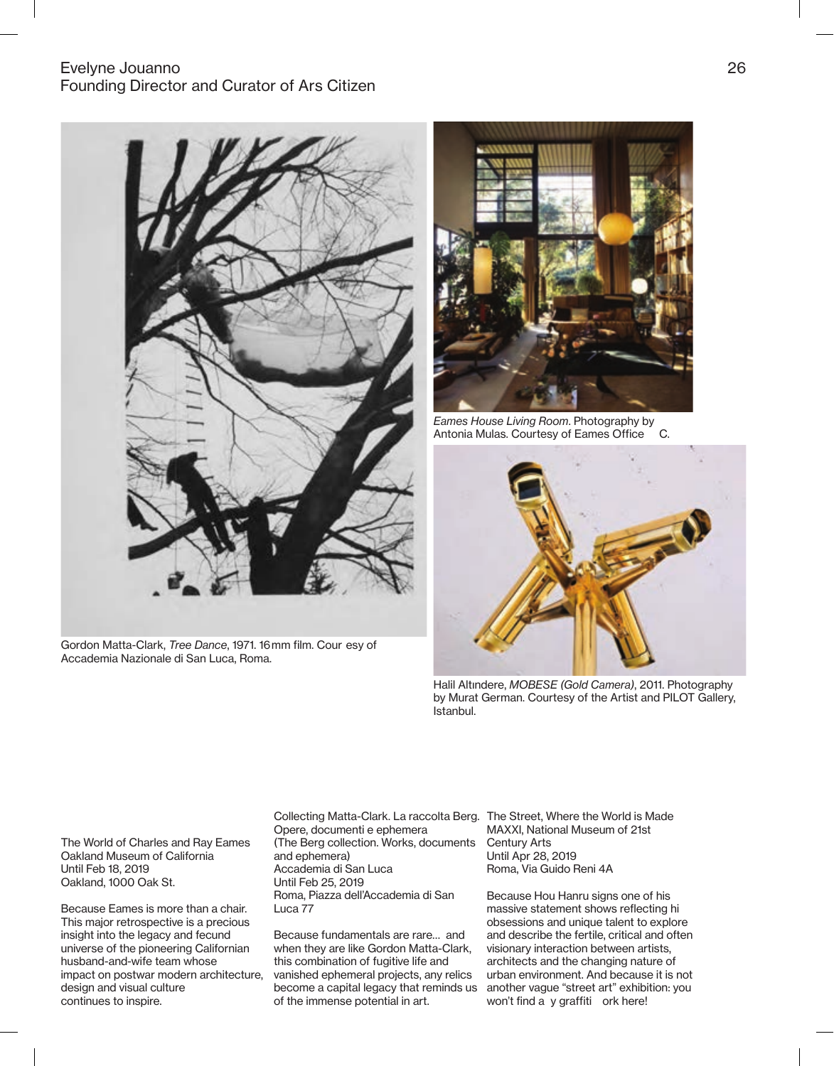Evelyne Jouanno
Founding Director and Curator of Ars Citizen

Gordon Matta-Clark, *Tree Dance*, 1971. 16 mm film. Cour esy of Accademia Nazionale di San Luca, Roma.

*Eames House Living Room*. Photography by Antonia Mulas. Courtesy of Eames Office C.

Halil Altındere, *MOBESE (Gold Camera)*, 2011. Photography by Murat German. Courtesy of the Artist and PILOT Gallery, Istanbul.

The World of Charles and Ray Eames
Oakland Museum of California
Until Feb 18, 2019
Oakland, 1000 Oak St.

Because Eames is more than a chair. This major retrospective is a precious insight into the legacy and fecund universe of the pioneering Californian husband-and-wife team whose impact on postwar modern architecture, design and visual culture continues to inspire.

Collecting Matta-Clark. La raccolta Berg. Opere, documenti e ephemera
(The Berg collection. Works, documents and ephemera)
Accademia di San Luca
Until Feb 25, 2019
Roma, Piazza dell'Accademia di San Luca 77

Because fundamentals are rare… and when they are like Gordon Matta-Clark, this combination of fugitive life and vanished ephemeral projects, any relics become a capital legacy that reminds us of the immense potential in art.

The Street, Where the World is Made
MAXXI, National Museum of 21st Century Arts
Until Apr 28, 2019
Roma, Via Guido Reni 4A

Because Hou Hanru signs one of his massive statement shows reflecting hi obsessions and unique talent to explore and describe the fertile, critical and often visionary interaction between artists, architects and the changing nature of urban environment. And because it is not another vague "street art" exhibition: you won't find a y graffiti ork here!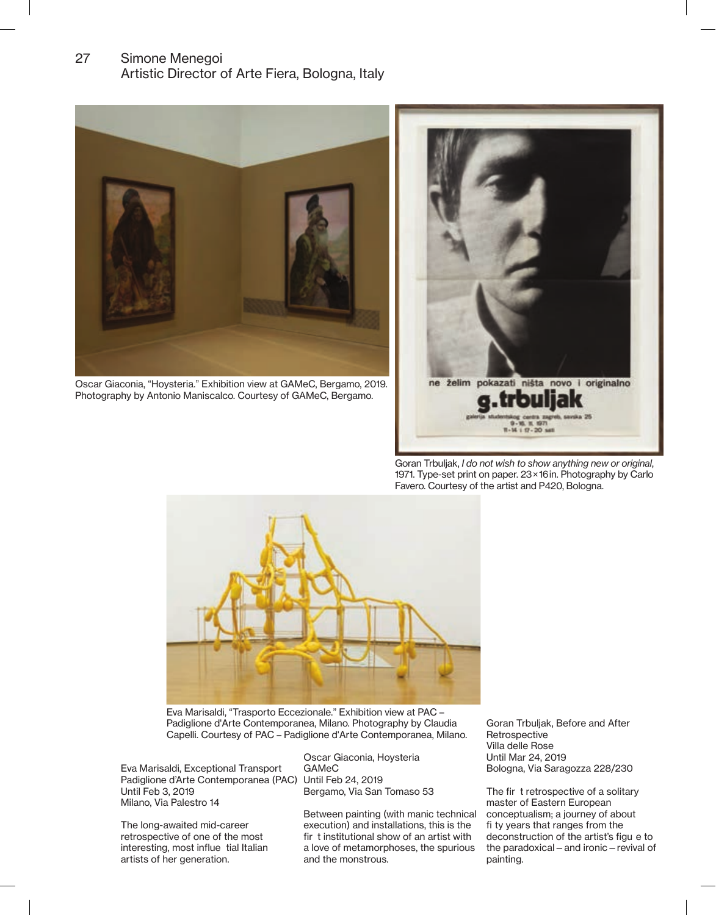## 27 Simone Menegoi
### Artistic Director of Arte Fiera, Bologna, Italy

Oscar Giaconia, "Hoysteria." Exhibition view at GAMeC, Bergamo, 2019. Photography by Antonio Maniscalco. Courtesy of GAMeC, Bergamo.

Goran Trbuljak, *I do not wish to show anything new or original*, 1971. Type-set print on paper. 23×16 in. Photography by Carlo Favero. Courtesy of the artist and P420, Bologna.

Eva Marisaldi, "Trasporto Eccezionale." Exhibition view at PAC – Padiglione d'Arte Contemporanea, Milano. Photography by Claudia Capelli. Courtesy of PAC – Padiglione d'Arte Contemporanea, Milano.

Eva Marisaldi, Exceptional Transport
Padiglione d'Arte Contemporanea (PAC)
Until Feb 3, 2019
Milano, Via Palestro 14

The long-awaited mid-career retrospective of one of the most interesting, most influe tial Italian artists of her generation.

Oscar Giaconia, Hoysteria
GAMeC
Until Feb 24, 2019
Bergamo, Via San Tomaso 53

Between painting (with manic technical execution) and installations, this is the fir t institutional show of an artist with a love of metamorphoses, the spurious and the monstrous.

Goran Trbuljak, Before and After Retrospective
Villa delle Rose
Until Mar 24, 2019
Bologna, Via Saragozza 228/230

The fir t retrospective of a solitary master of Eastern European conceptualism; a journey of about fi ty years that ranges from the deconstruction of the artist's figu e to the paradoxical – and ironic – revival of painting.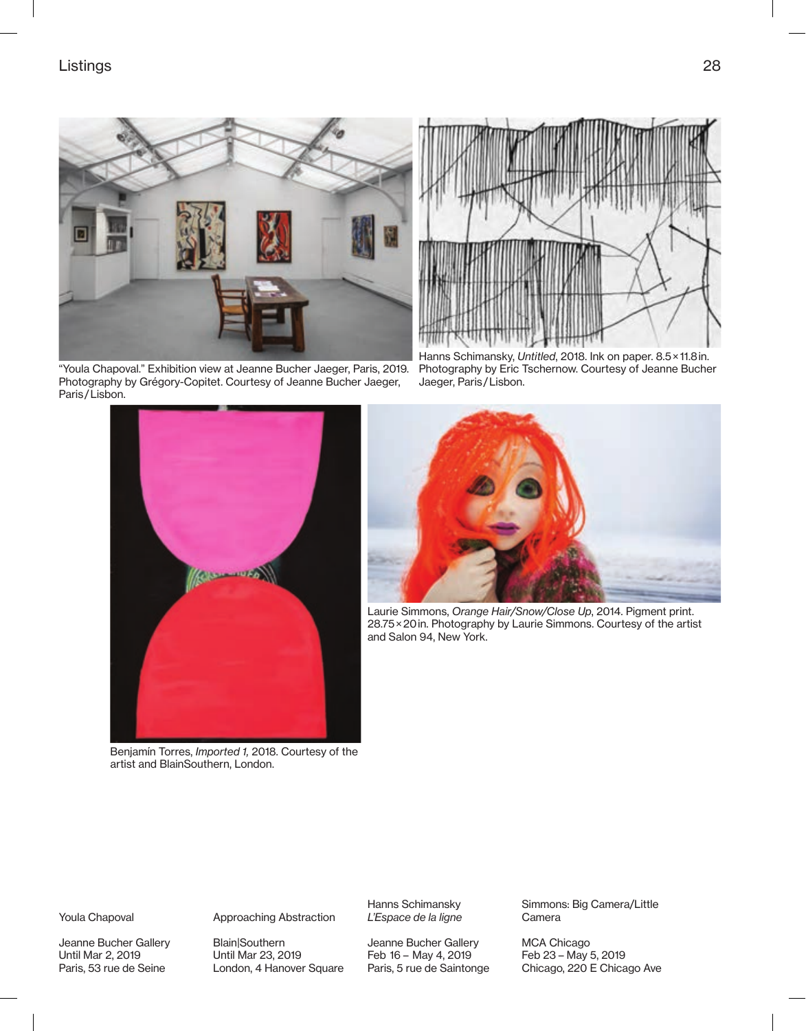“Youla Chapoval.” Exhibition view at Jeanne Bucher Jaeger, Paris, 2019. Photography by Grégory-Copitet. Courtesy of Jeanne Bucher Jaeger, Paris/Lisbon.

Hanns Schimansky, *Untitled*, 2018. Ink on paper. 8.5 × 11.8 in. Photography by Eric Tschernow. Courtesy of Jeanne Bucher Jaeger, Paris/Lisbon.

Benjamín Torres, *Imported 1,* 2018. Courtesy of the artist and BlainSouthern, London.

Laurie Simmons, *Orange Hair/Snow/Close Up*, 2014. Pigment print. 28.75 × 20 in. Photography by Laurie Simmons. Courtesy of the artist and Salon 94, New York.

Youla Chapoval

Jeanne Bucher Gallery
Until Mar 2, 2019
Paris, 53 rue de Seine

Approaching Abstraction

Blain|Southern
Until Mar 23, 2019
London, 4 Hanover Square

Hanns Schimansky
*L'Espace de la ligne*

Jeanne Bucher Gallery
Feb 16 – May 4, 2019
Paris, 5 rue de Saintonge

Simmons: Big Camera/Little Camera

MCA Chicago
Feb 23 – May 5, 2019
Chicago, 220 E Chicago Ave